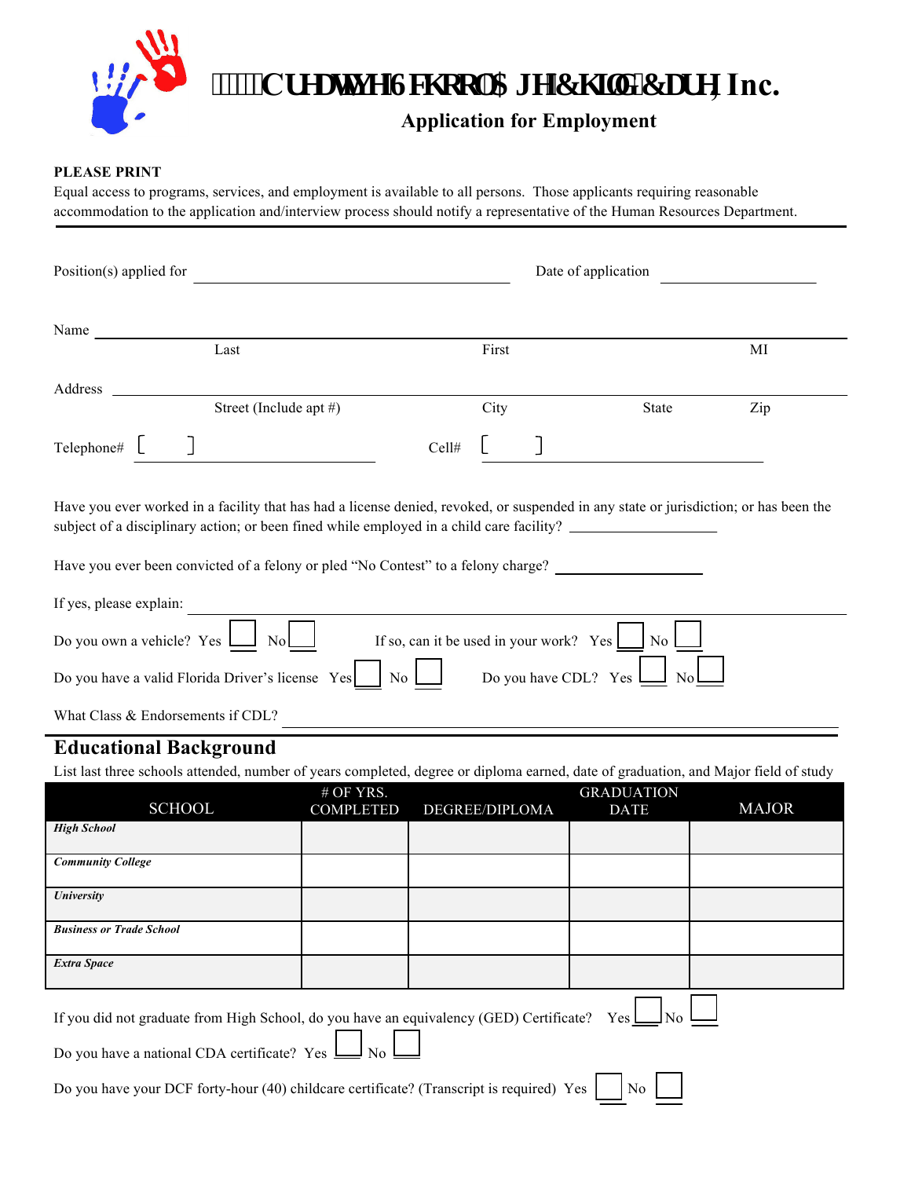# CUHDWLYH6FKRRO$JH&KLOG&DUH, Inc.

## Application for Employment

**PLEASE PRINT**

Equal access to programs, services, and employment is available to all persons. Those applicants requiring reasonable accommodation to the application and/interview process should notify a representative of the Human Resources Department.

---

Position(s) applied for ______________________________ Date of application ____________________

Name ____________________________________________________________________________

Last First MI

Address __________________________________________________________________________

Street (Include apt #) City State Zip

Telephone# [ ] ____________________ Cell# [ ] ____________________

Have you ever worked in a facility that has had a license denied, revoked, or suspended in any state or jurisdiction; or has been the subject of a disciplinary action; or been fined while employed in a child care facility? ____________________

Have you ever been convicted of a felony or pled "No Contest" to a felony charge? ____________________

If yes, please explain: __________________________________________________________________

Do you own a vehicle? Yes ☐ No ☐ If so, can it be used in your work? Yes ☐ No ☐

Do you have a valid Florida Driver's license Yes ☐ No ☐ Do you have CDL? Yes ☐ No ☐

What Class & Endorsements if CDL? ____________________________________________________

## Educational Background

List last three schools attended, number of years completed, degree or diploma earned, date of graduation, and Major field of study

| SCHOOL | # OF YRS. COMPLETED | DEGREE/DIPLOMA | GRADUATION DATE | MAJOR |
|---|---|---|---|---|
| ***High School*** | | | | |
| ***Community College*** | | | | |
| ***University*** | | | | |
| ***Business or Trade School*** | | | | |
| ***Extra Space*** | | | | |

If you did not graduate from High School, do you have an equivalency (GED) Certificate? Yes ☐ No ☐

Do you have a national CDA certificate? Yes ☐ No ☐

Do you have your DCF forty-hour (40) childcare certificate? (Transcript is required) Yes ☐ No ☐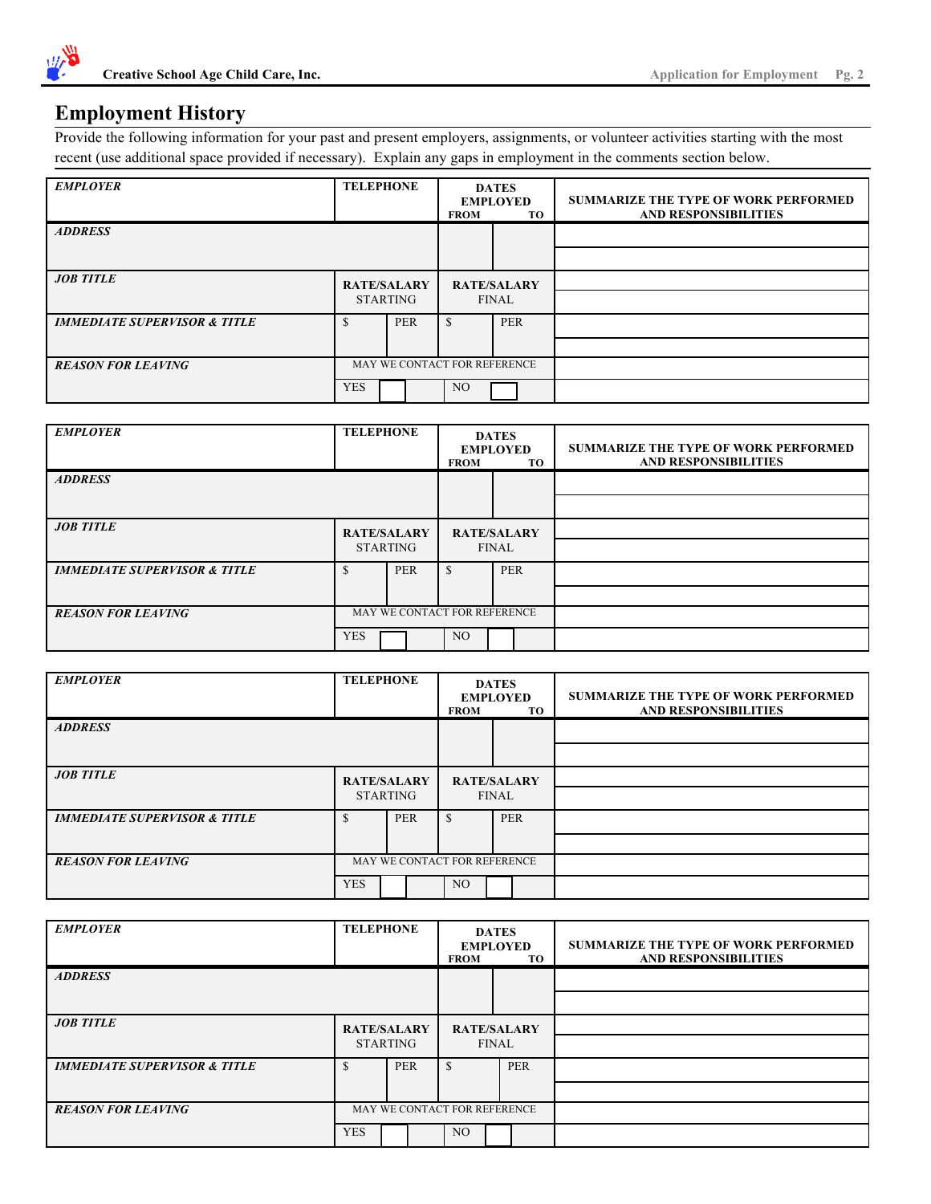## Employment History

Provide the following information for your past and present employers, assignments, or volunteer activities starting with the most recent (use additional space provided if necessary). Explain any gaps in employment in the comments section below.

| *EMPLOYER* | TELEPHONE | | DATES EMPLOYED FROM | TO | SUMMARIZE THE TYPE OF WORK PERFORMED AND RESPONSIBILITIES |
|---|---|---|---|---|---|
| *ADDRESS* | | | | | |
| *JOB TITLE* | RATE/SALARY STARTING | | RATE/SALARY FINAL | | |
| *IMMEDIATE SUPERVISOR & TITLE* | $ | PER | $ | PER | |
| *REASON FOR LEAVING* | MAY WE CONTACT FOR REFERENCE | | | | |
| | YES ☐ | | NO ☐ | | |

| *EMPLOYER* | TELEPHONE | | DATES EMPLOYED FROM | TO | SUMMARIZE THE TYPE OF WORK PERFORMED AND RESPONSIBILITIES |
|---|---|---|---|---|---|
| *ADDRESS* | | | | | |
| *JOB TITLE* | RATE/SALARY STARTING | | RATE/SALARY FINAL | | |
| *IMMEDIATE SUPERVISOR & TITLE* | $ | PER | $ | PER | |
| *REASON FOR LEAVING* | MAY WE CONTACT FOR REFERENCE | | | | |
| | YES ☐ | | NO ☐ | | |

| *EMPLOYER* | TELEPHONE | | DATES EMPLOYED FROM | TO | SUMMARIZE THE TYPE OF WORK PERFORMED AND RESPONSIBILITIES |
|---|---|---|---|---|---|
| *ADDRESS* | | | | | |
| *JOB TITLE* | RATE/SALARY STARTING | | RATE/SALARY FINAL | | |
| *IMMEDIATE SUPERVISOR & TITLE* | $ | PER | $ | PER | |
| *REASON FOR LEAVING* | MAY WE CONTACT FOR REFERENCE | | | | |
| | YES ☐ | | NO ☐ | | |

| *EMPLOYER* | TELEPHONE | | DATES EMPLOYED FROM | TO | SUMMARIZE THE TYPE OF WORK PERFORMED AND RESPONSIBILITIES |
|---|---|---|---|---|---|
| *ADDRESS* | | | | | |
| *JOB TITLE* | RATE/SALARY STARTING | | RATE/SALARY FINAL | | |
| *IMMEDIATE SUPERVISOR & TITLE* | $ | PER | $ | PER | |
| *REASON FOR LEAVING* | MAY WE CONTACT FOR REFERENCE | | | | |
| | YES ☐ | | NO ☐ | | |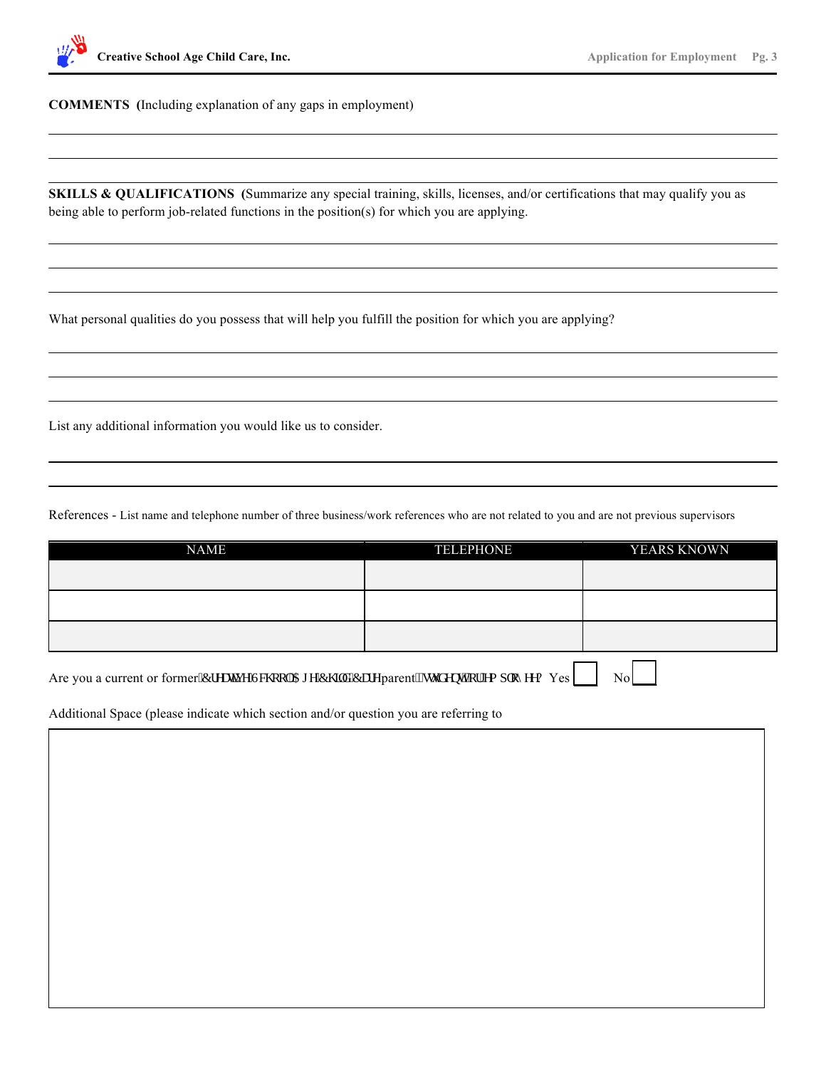**COMMENTS (**Including explanation of any gaps in employment)

---

---

---

**SKILLS & QUALIFICATIONS (**Summarize any special training, skills, licenses, and/or certifications that may qualify you as being able to perform job-related functions in the position(s) for which you are applying.

---

---

---

What personal qualities do you possess that will help you fulfill the position for which you are applying?

---

---

---

List any additional information you would like us to consider.

---

---

References - List name and telephone number of three business/work references who are not related to you and are not previous supervisors

| NAME | TELEPHONE | YEARS KNOWN |
|---|---|---|
| | | |
| | | |
| | | |

Are you a current or former Creative School Age Child Care parent, student or employee? Yes ☐ No ☐

Additional Space (please indicate which section and/or question you are referring to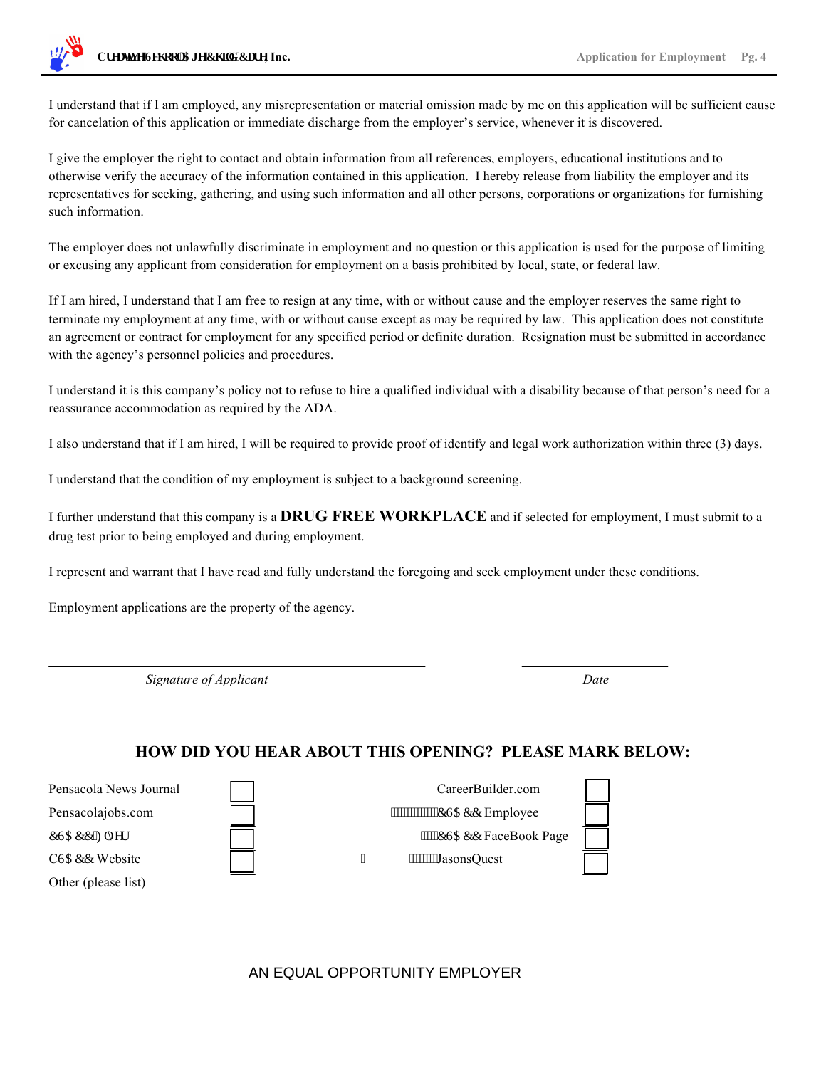I understand that if I am employed, any misrepresentation or material omission made by me on this application will be sufficient cause for cancelation of this application or immediate discharge from the employer's service, whenever it is discovered.

I give the employer the right to contact and obtain information from all references, employers, educational institutions and to otherwise verify the accuracy of the information contained in this application. I hereby release from liability the employer and its representatives for seeking, gathering, and using such information and all other persons, corporations or organizations for furnishing such information.

The employer does not unlawfully discriminate in employment and no question or this application is used for the purpose of limiting or excusing any applicant from consideration for employment on a basis prohibited by local, state, or federal law.

If I am hired, I understand that I am free to resign at any time, with or without cause and the employer reserves the same right to terminate my employment at any time, with or without cause except as may be required by law. This application does not constitute an agreement or contract for employment for any specified period or definite duration. Resignation must be submitted in accordance with the agency's personnel policies and procedures.

I understand it is this company's policy not to refuse to hire a qualified individual with a disability because of that person's need for a reassurance accommodation as required by the ADA.

I also understand that if I am hired, I will be required to provide proof of identify and legal work authorization within three (3) days.

I understand that the condition of my employment is subject to a background screening.

I further understand that this company is a **DRUG FREE WORKPLACE** and if selected for employment, I must submit to a drug test prior to being employed and during employment.

I represent and warrant that I have read and fully understand the foregoing and seek employment under these conditions.

Employment applications are the property of the agency.

\_\_\_\_\_\_\_\_\_\_\_\_\_\_\_\_\_\_\_\_\_\_\_\_\_\_\_\_\_\_\_\_\_\_\_\_ \_\_\_\_\_\_\_\_\_\_\_\_\_\_\_\_

*Signature of Applicant* *Date*

## HOW DID YOU HEAR ABOUT THIS OPENING? PLEASE MARK BELOW:

| | | | |
|---|---|---|---|
| Pensacola News Journal | ☐ | CareerBuilder.com | ☐ |
| Pensacolajobs.com | ☐ | &6$ && Employee | ☐ |
| &6$ &&) OHU | ☐ | &6$ && FaceBook Page | ☐ |
| C6$ && Website | ☐ | JasonsQuest | ☐ |

Other (please list) \_\_\_\_\_\_\_\_\_\_\_\_\_\_\_\_\_\_\_\_\_\_\_\_\_\_\_\_\_\_\_\_\_\_\_\_\_\_\_\_\_\_\_\_\_\_\_\_

AN EQUAL OPPORTUNITY EMPLOYER